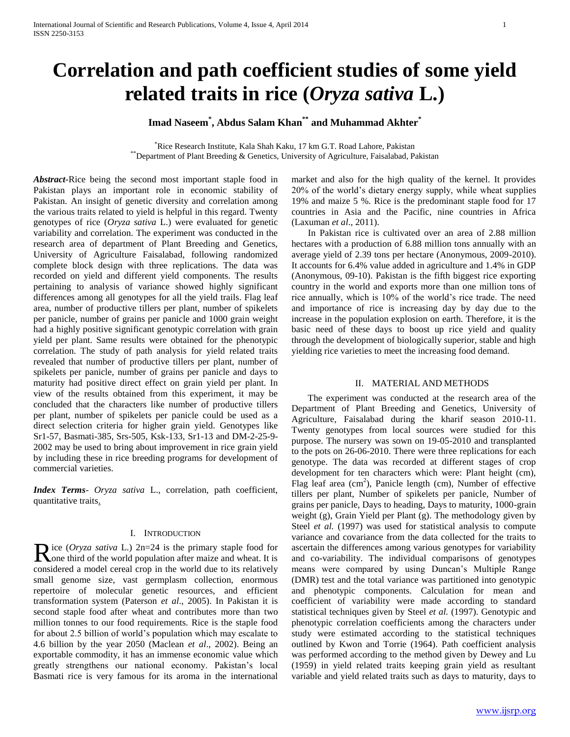# Correlation and path coefficient studies of some yield related traits in rice (*Oryza sativa* L.)

**Imad Naseem[*], Abdus Salam Khan[**] and Muhammad Akhter[*]**

[*]Rice Research Institute, Kala Shah Kaku, 17 km G.T. Road Lahore, Pakistan
[**]Department of Plant Breeding & Genetics, University of Agriculture, Faisalabad, Pakistan

***Abstract*-**Rice being the second most important staple food in Pakistan plays an important role in economic stability of Pakistan. An insight of genetic diversity and correlation among the various traits related to yield is helpful in this regard. Twenty genotypes of rice (*Oryza sativa* L.) were evaluated for genetic variability and correlation. The experiment was conducted in the research area of department of Plant Breeding and Genetics, University of Agriculture Faisalabad, following randomized complete block design with three replications. The data was recorded on yield and different yield components. The results pertaining to analysis of variance showed highly significant differences among all genotypes for all the yield trails. Flag leaf area, number of productive tillers per plant, number of spikelets per panicle, number of grains per panicle and 1000 grain weight had a highly positive significant genotypic correlation with grain yield per plant. Same results were obtained for the phenotypic correlation. The study of path analysis for yield related traits revealed that number of productive tillers per plant, number of spikelets per panicle, number of grains per panicle and days to maturity had positive direct effect on grain yield per plant. In view of the results obtained from this experiment, it may be concluded that the characters like number of productive tillers per plant, number of spikelets per panicle could be used as a direct selection criteria for higher grain yield. Genotypes like Sr1-57, Basmati-385, Srs-505, Ksk-133, Sr1-13 and DM-2-25-9-2002 may be used to bring about improvement in rice grain yield by including these in rice breeding programs for development of commercial varieties.

***Index Terms***- *Oryza sativa* L., correlation, path coefficient, quantitative traits.

## I. Introduction

Rice (*Oryza sativa* L.) 2n=24 is the primary staple food for one third of the world population after maize and wheat. It is considered a model cereal crop in the world due to its relatively small genome size, vast germplasm collection, enormous repertoire of molecular genetic resources, and efficient transformation system (Paterson *et al*., 2005). In Pakistan it is second staple food after wheat and contributes more than two million tonnes to our food requirements. Rice is the staple food for about 2.5 billion of world's population which may escalate to 4.6 billion by the year 2050 (Maclean *et al*., 2002). Being an exportable commodity, it has an immense economic value which greatly strengthens our national economy. Pakistan's local Basmati rice is very famous for its aroma in the international market and also for the high quality of the kernel. It provides 20% of the world's dietary energy supply, while wheat supplies 19% and maize 5 %. Rice is the predominant staple food for 17 countries in Asia and the Pacific, nine countries in Africa (Laxuman *et al*., 2011).

In Pakistan rice is cultivated over an area of 2.88 million hectares with a production of 6.88 million tons annually with an average yield of 2.39 tons per hectare (Anonymous, 2009-2010). It accounts for 6.4% value added in agriculture and 1.4% in GDP (Anonymous, 09-10). Pakistan is the fifth biggest rice exporting country in the world and exports more than one million tons of rice annually, which is 10% of the world's rice trade. The need and importance of rice is increasing day by day due to the increase in the population explosion on earth. Therefore, it is the basic need of these days to boost up rice yield and quality through the development of biologically superior, stable and high yielding rice varieties to meet the increasing food demand.

## II. Material and Methods

The experiment was conducted at the research area of the Department of Plant Breeding and Genetics, University of Agriculture, Faisalabad during the kharif season 2010-11. Twenty genotypes from local sources were studied for this purpose. The nursery was sown on 19-05-2010 and transplanted to the pots on 26-06-2010. There were three replications for each genotype. The data was recorded at different stages of crop development for ten characters which were: Plant height (cm), Flag leaf area ($cm^2$), Panicle length (cm), Number of effective tillers per plant, Number of spikelets per panicle, Number of grains per panicle, Days to heading, Days to maturity, 1000-grain weight (g), Grain Yield per Plant (g). The methodology given by Steel *et al.* (1997) was used for statistical analysis to compute variance and covariance from the data collected for the traits to ascertain the differences among various genotypes for variability and co-variability. The individual comparisons of genotypes means were compared by using Duncan's Multiple Range (DMR) test and the total variance was partitioned into genotypic and phenotypic components. Calculation for mean and coefficient of variability were made according to standard statistical techniques given by Steel *et al.* (1997). Genotypic and phenotypic correlation coefficients among the characters under study were estimated according to the statistical techniques outlined by Kwon and Torrie (1964). Path coefficient analysis was performed according to the method given by Dewey and Lu (1959) in yield related traits keeping grain yield as resultant variable and yield related traits such as days to maturity, days to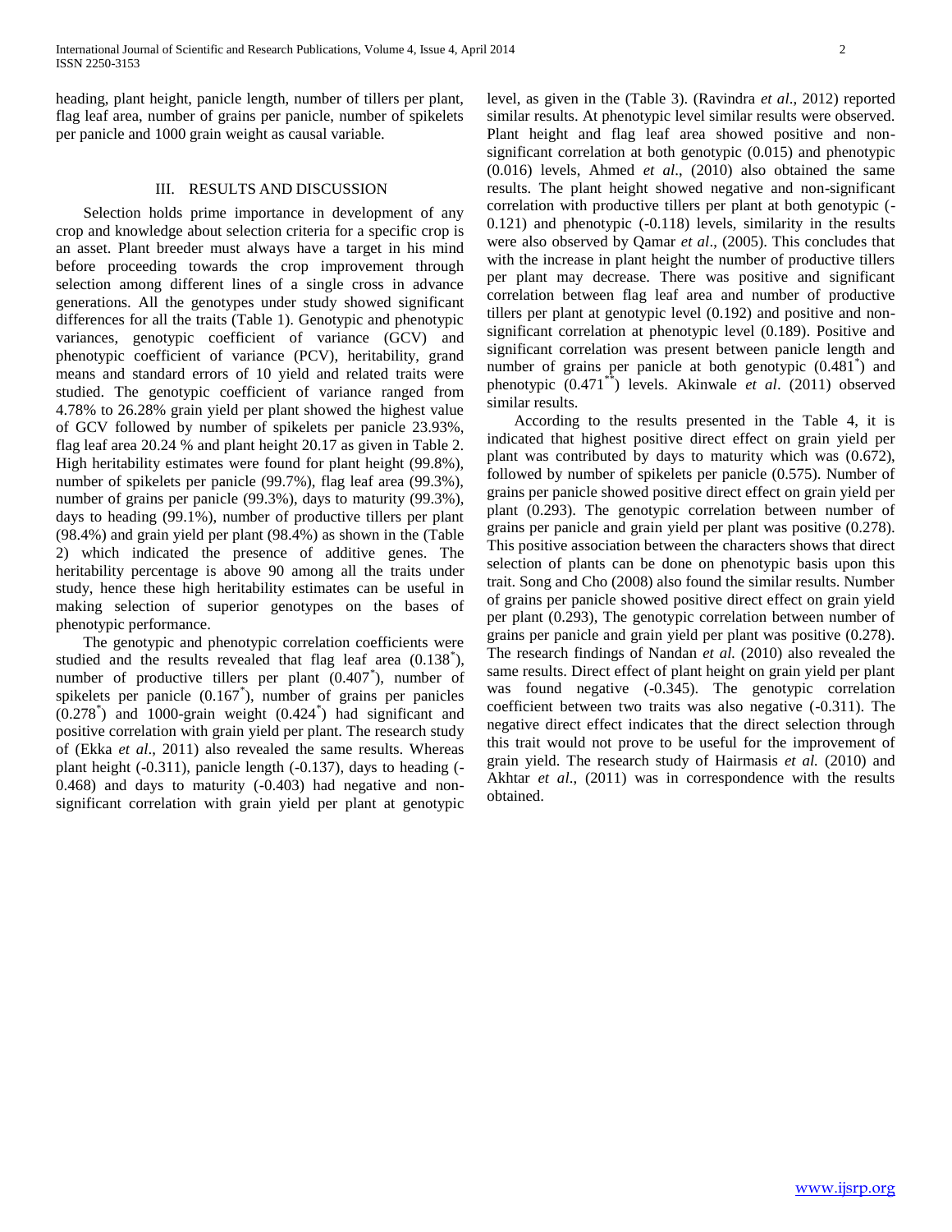heading, plant height, panicle length, number of tillers per plant, flag leaf area, number of grains per panicle, number of spikelets per panicle and 1000 grain weight as causal variable.

## III. RESULTS AND DISCUSSION

Selection holds prime importance in development of any crop and knowledge about selection criteria for a specific crop is an asset. Plant breeder must always have a target in his mind before proceeding towards the crop improvement through selection among different lines of a single cross in advance generations. All the genotypes under study showed significant differences for all the traits (Table 1). Genotypic and phenotypic variances, genotypic coefficient of variance (GCV) and phenotypic coefficient of variance (PCV), heritability, grand means and standard errors of 10 yield and related traits were studied. The genotypic coefficient of variance ranged from 4.78% to 26.28% grain yield per plant showed the highest value of GCV followed by number of spikelets per panicle 23.93%, flag leaf area 20.24 % and plant height 20.17 as given in Table 2. High heritability estimates were found for plant height (99.8%), number of spikelets per panicle (99.7%), flag leaf area (99.3%), number of grains per panicle (99.3%), days to maturity (99.3%), days to heading (99.1%), number of productive tillers per plant (98.4%) and grain yield per plant (98.4%) as shown in the (Table 2) which indicated the presence of additive genes. The heritability percentage is above 90 among all the traits under study, hence these high heritability estimates can be useful in making selection of superior genotypes on the bases of phenotypic performance.

The genotypic and phenotypic correlation coefficients were studied and the results revealed that flag leaf area (0.138*), number of productive tillers per plant (0.407*), number of spikelets per panicle (0.167*), number of grains per panicles (0.278*) and 1000-grain weight (0.424*) had significant and positive correlation with grain yield per plant. The research study of (Ekka *et al*., 2011) also revealed the same results. Whereas plant height (-0.311), panicle length (-0.137), days to heading (-0.468) and days to maturity (-0.403) had negative and non-significant correlation with grain yield per plant at genotypic level, as given in the (Table 3). (Ravindra *et al*., 2012) reported similar results. At phenotypic level similar results were observed. Plant height and flag leaf area showed positive and non-significant correlation at both genotypic (0.015) and phenotypic (0.016) levels, Ahmed *et al*., (2010) also obtained the same results. The plant height showed negative and non-significant correlation with productive tillers per plant at both genotypic (-0.121) and phenotypic (-0.118) levels, similarity in the results were also observed by Qamar *et al*., (2005). This concludes that with the increase in plant height the number of productive tillers per plant may decrease. There was positive and significant correlation between flag leaf area and number of productive tillers per plant at genotypic level (0.192) and positive and non-significant correlation at phenotypic level (0.189). Positive and significant correlation was present between panicle length and number of grains per panicle at both genotypic (0.481*) and phenotypic (0.471**) levels. Akinwale *et al*. (2011) observed similar results.

According to the results presented in the Table 4, it is indicated that highest positive direct effect on grain yield per plant was contributed by days to maturity which was (0.672), followed by number of spikelets per panicle (0.575). Number of grains per panicle showed positive direct effect on grain yield per plant (0.293). The genotypic correlation between number of grains per panicle and grain yield per plant was positive (0.278). This positive association between the characters shows that direct selection of plants can be done on phenotypic basis upon this trait. Song and Cho (2008) also found the similar results. Number of grains per panicle showed positive direct effect on grain yield per plant (0.293), The genotypic correlation between number of grains per panicle and grain yield per plant was positive (0.278). The research findings of Nandan *et al.* (2010) also revealed the same results. Direct effect of plant height on grain yield per plant was found negative (-0.345). The genotypic correlation coefficient between two traits was also negative (-0.311). The negative direct effect indicates that the direct selection through this trait would not prove to be useful for the improvement of grain yield. The research study of Hairmasis *et al.* (2010) and Akhtar *et al*., (2011) was in correspondence with the results obtained.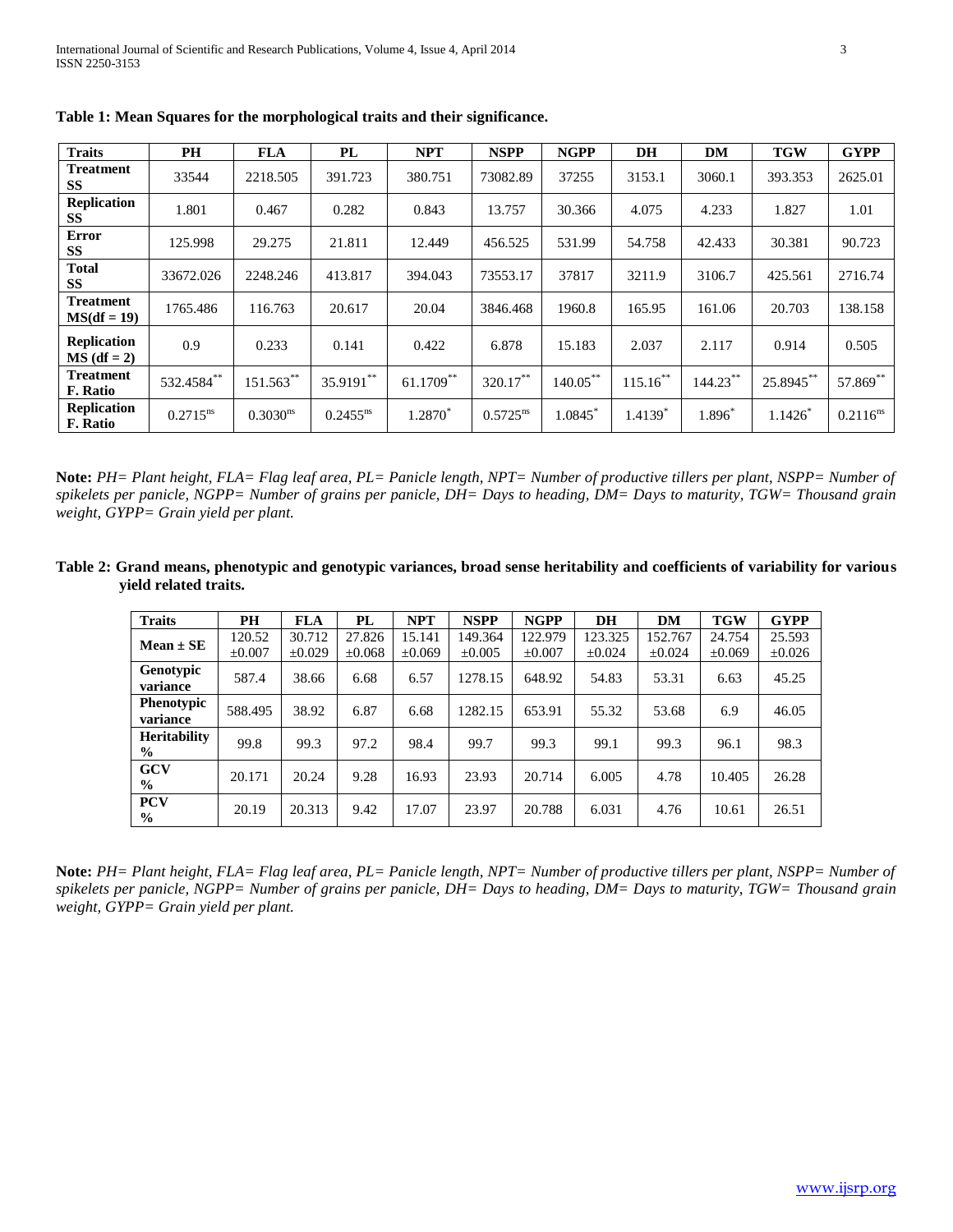**Table 1: Mean Squares for the morphological traits and their significance.**

| Traits | PH | FLA | PL | NPT | NSPP | NGPP | DH | DM | TGW | GYPP |
|---|---|---|---|---|---|---|---|---|---|---|
| **Treatment SS** | 33544 | 2218.505 | 391.723 | 380.751 | 73082.89 | 37255 | 3153.1 | 3060.1 | 393.353 | 2625.01 |
| **Replication SS** | 1.801 | 0.467 | 0.282 | 0.843 | 13.757 | 30.366 | 4.075 | 4.233 | 1.827 | 1.01 |
| **Error SS** | 125.998 | 29.275 | 21.811 | 12.449 | 456.525 | 531.99 | 54.758 | 42.433 | 30.381 | 90.723 |
| **Total SS** | 33672.026 | 2248.246 | 413.817 | 394.043 | 73553.17 | 37817 | 3211.9 | 3106.7 | 425.561 | 2716.74 |
| **Treatment MS(df = 19)** | 1765.486 | 116.763 | 20.617 | 20.04 | 3846.468 | 1960.8 | 165.95 | 161.06 | 20.703 | 138.158 |
| **Replication MS (df = 2)** | 0.9 | 0.233 | 0.141 | 0.422 | 6.878 | 15.183 | 2.037 | 2.117 | 0.914 | 0.505 |
| **Treatment F. Ratio** | $532.4584^{**}$ | $151.563^{**}$ | $35.9191^{**}$ | $61.1709^{**}$ | $320.17^{**}$ | $140.05^{**}$ | $115.16^{**}$ | $144.23^{**}$ | $25.8945^{**}$ | $57.869^{**}$ |
| **Replication F. Ratio** | $0.2715^{ns}$ | $0.3030^{ns}$ | $0.2455^{ns}$ | $1.2870^{*}$ | $0.5725^{ns}$ | $1.0845^{*}$ | $1.4139^{*}$ | $1.896^{*}$ | $1.1426^{*}$ | $0.2116^{ns}$ |

**Note:** *PH= Plant height, FLA= Flag leaf area, PL= Panicle length, NPT= Number of productive tillers per plant, NSPP= Number of spikelets per panicle, NGPP= Number of grains per panicle, DH= Days to heading, DM= Days to maturity, TGW= Thousand grain weight, GYPP= Grain yield per plant.*

**Table 2: Grand means, phenotypic and genotypic variances, broad sense heritability and coefficients of variability for various yield related traits.**

| Traits | PH | FLA | PL | NPT | NSPP | NGPP | DH | DM | TGW | GYPP |
|---|---|---|---|---|---|---|---|---|---|---|
| **Mean ± SE** | 120.52 ±0.007 | 30.712 ±0.029 | 27.826 ±0.068 | 15.141 ±0.069 | 149.364 ±0.005 | 122.979 ±0.007 | 123.325 ±0.024 | 152.767 ±0.024 | 24.754 ±0.069 | 25.593 ±0.026 |
| **Genotypic variance** | 587.4 | 38.66 | 6.68 | 6.57 | 1278.15 | 648.92 | 54.83 | 53.31 | 6.63 | 45.25 |
| **Phenotypic variance** | 588.495 | 38.92 | 6.87 | 6.68 | 1282.15 | 653.91 | 55.32 | 53.68 | 6.9 | 46.05 |
| **Heritability %** | 99.8 | 99.3 | 97.2 | 98.4 | 99.7 | 99.3 | 99.1 | 99.3 | 96.1 | 98.3 |
| **GCV %** | 20.171 | 20.24 | 9.28 | 16.93 | 23.93 | 20.714 | 6.005 | 4.78 | 10.405 | 26.28 |
| **PCV %** | 20.19 | 20.313 | 9.42 | 17.07 | 23.97 | 20.788 | 6.031 | 4.76 | 10.61 | 26.51 |

**Note:** *PH= Plant height, FLA= Flag leaf area, PL= Panicle length, NPT= Number of productive tillers per plant, NSPP= Number of spikelets per panicle, NGPP= Number of grains per panicle, DH= Days to heading, DM= Days to maturity, TGW= Thousand grain weight, GYPP= Grain yield per plant.*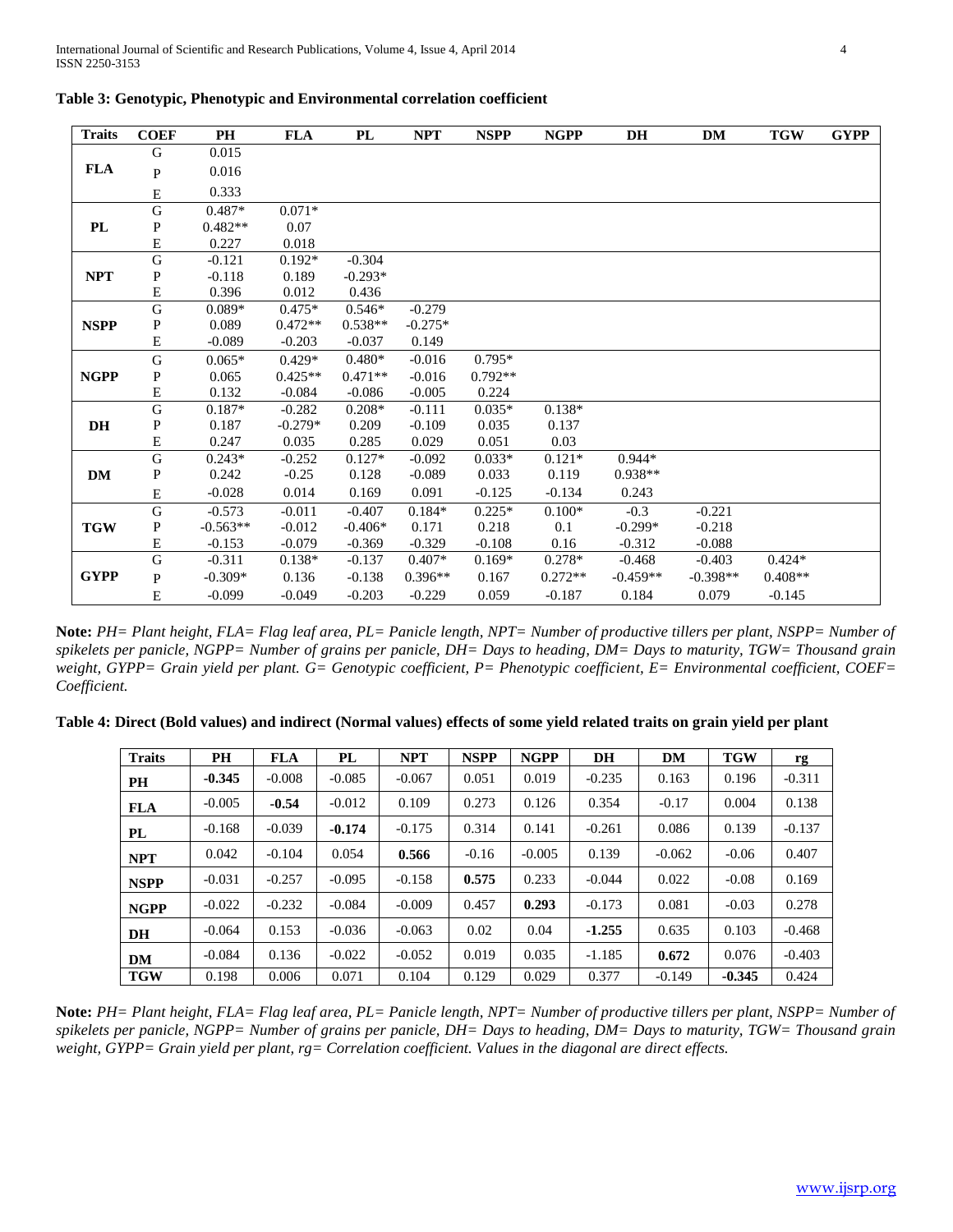**Table 3: Genotypic, Phenotypic and Environmental correlation coefficient**

| Traits | COEF | PH | FLA | PL | NPT | NSPP | NGPP | DH | DM | TGW | GYPP |
|---|---|---|---|---|---|---|---|---|---|---|---|
| **FLA** | G | 0.015 | | | | | | | | | |
| | P | 0.016 | | | | | | | | | |
| | E | 0.333 | | | | | | | | | |
| **PL** | G | 0.487* | 0.071* | | | | | | | | |
| | P | 0.482** | 0.07 | | | | | | | | |
| | E | 0.227 | 0.018 | | | | | | | | |
| **NPT** | G | -0.121 | 0.192* | -0.304 | | | | | | | |
| | P | -0.118 | 0.189 | -0.293* | | | | | | | |
| | E | 0.396 | 0.012 | 0.436 | | | | | | | |
| **NSPP** | G | 0.089* | 0.475* | 0.546* | -0.279 | | | | | | |
| | P | 0.089 | 0.472** | 0.538** | -0.275* | | | | | | |
| | E | -0.089 | -0.203 | -0.037 | 0.149 | | | | | | |
| **NGPP** | G | 0.065* | 0.429* | 0.480* | -0.016 | 0.795* | | | | | |
| | P | 0.065 | 0.425** | 0.471** | -0.016 | 0.792** | | | | | |
| | E | 0.132 | -0.084 | -0.086 | -0.005 | 0.224 | | | | | |
| **DH** | G | 0.187* | -0.282 | 0.208* | -0.111 | 0.035* | 0.138* | | | | |
| | P | 0.187 | -0.279* | 0.209 | -0.109 | 0.035 | 0.137 | | | | |
| | E | 0.247 | 0.035 | 0.285 | 0.029 | 0.051 | 0.03 | | | | |
| **DM** | G | 0.243* | -0.252 | 0.127* | -0.092 | 0.033* | 0.121* | 0.944* | | | |
| | P | 0.242 | -0.25 | 0.128 | -0.089 | 0.033 | 0.119 | 0.938** | | | |
| | E | -0.028 | 0.014 | 0.169 | 0.091 | -0.125 | -0.134 | 0.243 | | | |
| **TGW** | G | -0.573 | -0.011 | -0.407 | 0.184* | 0.225* | 0.100* | -0.3 | -0.221 | | |
| | P | -0.563** | -0.012 | -0.406* | 0.171 | 0.218 | 0.1 | -0.299* | -0.218 | | |
| | E | -0.153 | -0.079 | -0.369 | -0.329 | -0.108 | 0.16 | -0.312 | -0.088 | | |
| **GYPP** | G | -0.311 | 0.138* | -0.137 | 0.407* | 0.169* | 0.278* | -0.468 | -0.403 | 0.424* | |
| | P | -0.309* | 0.136 | -0.138 | 0.396** | 0.167 | 0.272** | -0.459** | -0.398** | 0.408** | |
| | E | -0.099 | -0.049 | -0.203 | -0.229 | 0.059 | -0.187 | 0.184 | 0.079 | -0.145 | |

**Note:** *PH= Plant height, FLA= Flag leaf area, PL= Panicle length, NPT= Number of productive tillers per plant, NSPP= Number of spikelets per panicle, NGPP= Number of grains per panicle, DH= Days to heading, DM= Days to maturity, TGW= Thousand grain weight, GYPP= Grain yield per plant. G= Genotypic coefficient, P= Phenotypic coefficient, E= Environmental coefficient, COEF= Coefficient.*

**Table 4: Direct (Bold values) and indirect (Normal values) effects of some yield related traits on grain yield per plant**

| Traits | PH | FLA | PL | NPT | NSPP | NGPP | DH | DM | TGW | rg |
|---|---|---|---|---|---|---|---|---|---|---|
| **PH** | **-0.345** | -0.008 | -0.085 | -0.067 | 0.051 | 0.019 | -0.235 | 0.163 | 0.196 | -0.311 |
| **FLA** | -0.005 | **-0.54** | -0.012 | 0.109 | 0.273 | 0.126 | 0.354 | -0.17 | 0.004 | 0.138 |
| **PL** | -0.168 | -0.039 | **-0.174** | -0.175 | 0.314 | 0.141 | -0.261 | 0.086 | 0.139 | -0.137 |
| **NPT** | 0.042 | -0.104 | 0.054 | **0.566** | -0.16 | -0.005 | 0.139 | -0.062 | -0.06 | 0.407 |
| **NSPP** | -0.031 | -0.257 | -0.095 | -0.158 | **0.575** | 0.233 | -0.044 | 0.022 | -0.08 | 0.169 |
| **NGPP** | -0.022 | -0.232 | -0.084 | -0.009 | 0.457 | **0.293** | -0.173 | 0.081 | -0.03 | 0.278 |
| **DH** | -0.064 | 0.153 | -0.036 | -0.063 | 0.02 | 0.04 | **-1.255** | 0.635 | 0.103 | -0.468 |
| **DM** | -0.084 | 0.136 | -0.022 | -0.052 | 0.019 | 0.035 | -1.185 | **0.672** | 0.076 | -0.403 |
| **TGW** | 0.198 | 0.006 | 0.071 | 0.104 | 0.129 | 0.029 | 0.377 | -0.149 | **-0.345** | 0.424 |

**Note:** *PH= Plant height, FLA= Flag leaf area, PL= Panicle length, NPT= Number of productive tillers per plant, NSPP= Number of spikelets per panicle, NGPP= Number of grains per panicle, DH= Days to heading, DM= Days to maturity, TGW= Thousand grain weight, GYPP= Grain yield per plant, rg= Correlation coefficient. Values in the diagonal are direct effects.*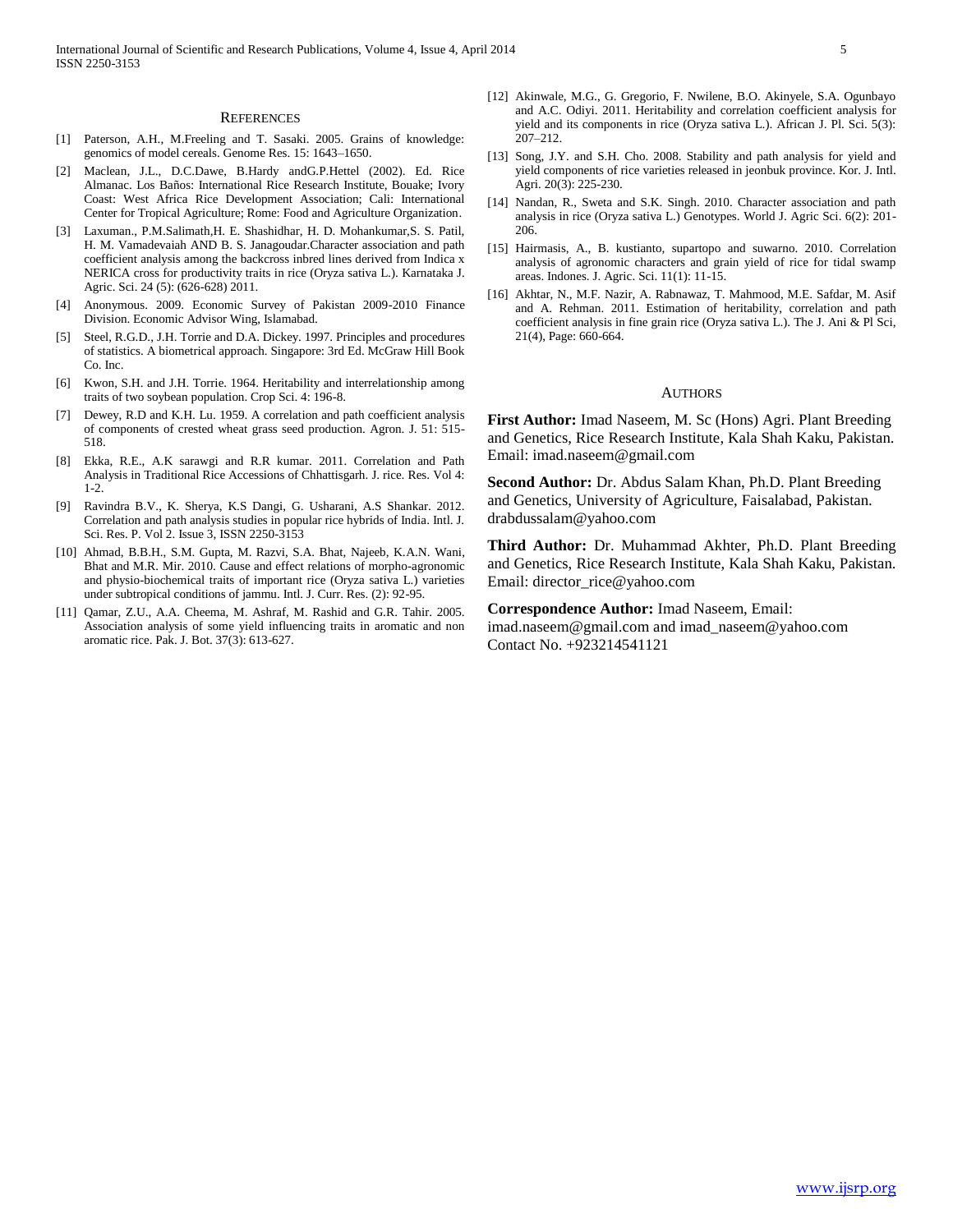## REFERENCES

[1] Paterson, A.H., M.Freeling and T. Sasaki. 2005. Grains of knowledge: genomics of model cereals. Genome Res. 15: 1643–1650.

[2] Maclean, J.L., D.C.Dawe, B.Hardy andG.P.Hettel (2002). Ed. Rice Almanac. Los Baños: International Rice Research Institute, Bouake; Ivory Coast: West Africa Rice Development Association; Cali: International Center for Tropical Agriculture; Rome: Food and Agriculture Organization.

[3] Laxuman., P.M.Salimath,H. E. Shashidhar, H. D. Mohankumar,S. S. Patil, H. M. Vamadevaiah AND B. S. Janagoudar.Character association and path coefficient analysis among the backcross inbred lines derived from Indica x NERICA cross for productivity traits in rice (Oryza sativa L.). Karnataka J. Agric. Sci. 24 (5): (626-628) 2011.

[4] Anonymous. 2009. Economic Survey of Pakistan 2009-2010 Finance Division. Economic Advisor Wing, Islamabad.

[5] Steel, R.G.D., J.H. Torrie and D.A. Dickey. 1997. Principles and procedures of statistics. A biometrical approach. Singapore: 3rd Ed. McGraw Hill Book Co. Inc.

[6] Kwon, S.H. and J.H. Torrie. 1964. Heritability and interrelationship among traits of two soybean population. Crop Sci. 4: 196-8.

[7] Dewey, R.D and K.H. Lu. 1959. A correlation and path coefficient analysis of components of crested wheat grass seed production. Agron. J. 51: 515-518.

[8] Ekka, R.E., A.K sarawgi and R.R kumar. 2011. Correlation and Path Analysis in Traditional Rice Accessions of Chhattisgarh. J. rice. Res. Vol 4: 1-2.

[9] Ravindra B.V., K. Sherya, K.S Dangi, G. Usharani, A.S Shankar. 2012. Correlation and path analysis studies in popular rice hybrids of India. Intl. J. Sci. Res. P. Vol 2. Issue 3, ISSN 2250-3153

[10] Ahmad, B.B.H., S.M. Gupta, M. Razvi, S.A. Bhat, Najeeb, K.A.N. Wani, Bhat and M.R. Mir. 2010. Cause and effect relations of morpho-agronomic and physio-biochemical traits of important rice (Oryza sativa L.) varieties under subtropical conditions of jammu. Intl. J. Curr. Res. (2): 92-95.

[11] Qamar, Z.U., A.A. Cheema, M. Ashraf, M. Rashid and G.R. Tahir. 2005. Association analysis of some yield influencing traits in aromatic and non aromatic rice. Pak. J. Bot. 37(3): 613-627.

[12] Akinwale, M.G., G. Gregorio, F. Nwilene, B.O. Akinyele, S.A. Ogunbayo and A.C. Odiyi. 2011. Heritability and correlation coefficient analysis for yield and its components in rice (Oryza sativa L.). African J. Pl. Sci. 5(3): 207–212.

[13] Song, J.Y. and S.H. Cho. 2008. Stability and path analysis for yield and yield components of rice varieties released in jeonbuk province. Kor. J. Intl. Agri. 20(3): 225-230.

[14] Nandan, R., Sweta and S.K. Singh. 2010. Character association and path analysis in rice (Oryza sativa L.) Genotypes. World J. Agric Sci. 6(2): 201-206.

[15] Hairmasis, A., B. kustianto, supartopo and suwarno. 2010. Correlation analysis of agronomic characters and grain yield of rice for tidal swamp areas. Indones. J. Agric. Sci. 11(1): 11-15.

[16] Akhtar, N., M.F. Nazir, A. Rabnawaz, T. Mahmood, M.E. Safdar, M. Asif and A. Rehman. 2011. Estimation of heritability, correlation and path coefficient analysis in fine grain rice (Oryza sativa L.). The J. Ani & Pl Sci, 21(4), Page: 660-664.

## AUTHORS

**First Author:** Imad Naseem, M. Sc (Hons) Agri. Plant Breeding and Genetics, Rice Research Institute, Kala Shah Kaku, Pakistan. Email: imad.naseem@gmail.com

**Second Author:** Dr. Abdus Salam Khan, Ph.D. Plant Breeding and Genetics, University of Agriculture, Faisalabad, Pakistan. drabdussalam@yahoo.com

**Third Author:** Dr. Muhammad Akhter, Ph.D. Plant Breeding and Genetics, Rice Research Institute, Kala Shah Kaku, Pakistan. Email: director_rice@yahoo.com

**Correspondence Author:** Imad Naseem, Email: imad.naseem@gmail.com and imad_naseem@yahoo.com Contact No. +923214541121